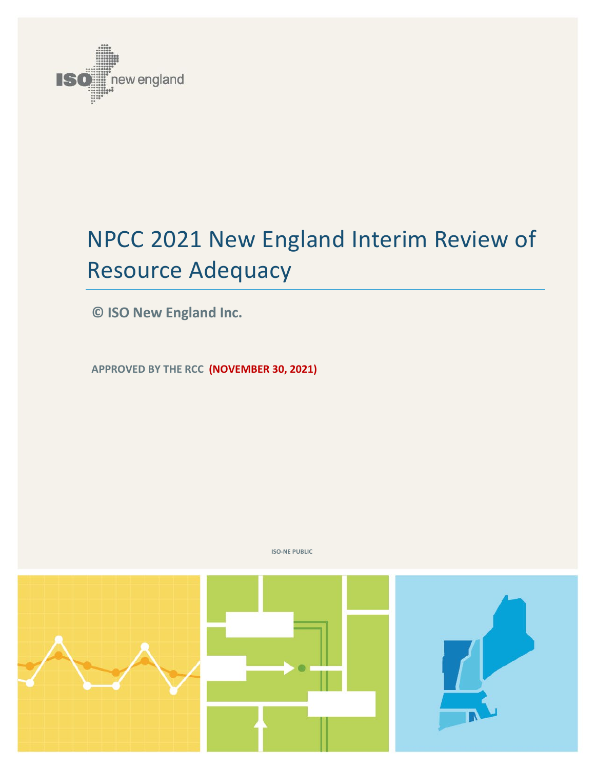# NPCC 2021 New England Interim Review of Resource Adequacy

**© ISO New England Inc.**

**APPROVED BY THE RCC (NOVEMBER 30, 2021)**

ISO-NE PUBLIC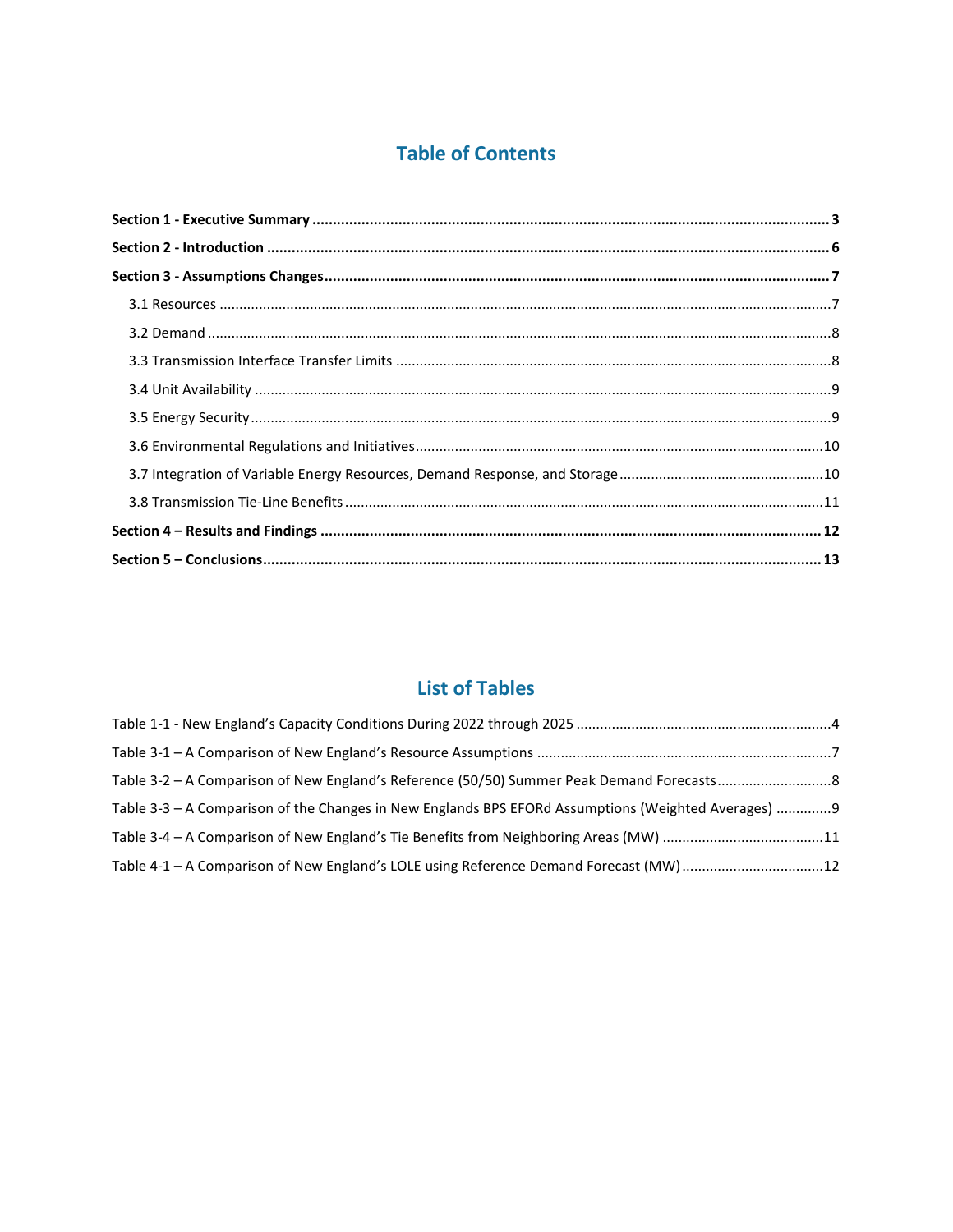## Table of Contents

**Section 1 - Executive Summary** ..... **3**

**Section 2 - Introduction** ..... **6**

**Section 3 - Assumptions Changes** ..... **7**

- 3.1 Resources ..... 7
- 3.2 Demand ..... 8
- 3.3 Transmission Interface Transfer Limits ..... 8
- 3.4 Unit Availability ..... 9
- 3.5 Energy Security ..... 9
- 3.6 Environmental Regulations and Initiatives ..... 10
- 3.7 Integration of Variable Energy Resources, Demand Response, and Storage ..... 10
- 3.8 Transmission Tie-Line Benefits ..... 11

**Section 4 – Results and Findings** ..... **12**

**Section 5 – Conclusions** ..... **13**

## List of Tables

Table 1-1 - New England's Capacity Conditions During 2022 through 2025 ..... 4

Table 3-1 – A Comparison of New England's Resource Assumptions ..... 7

Table 3-2 – A Comparison of New England's Reference (50/50) Summer Peak Demand Forecasts ..... 8

Table 3-3 – A Comparison of the Changes in New Englands BPS EFORd Assumptions (Weighted Averages) ..... 9

Table 3-4 – A Comparison of New England's Tie Benefits from Neighboring Areas (MW) ..... 11

Table 4-1 – A Comparison of New England's LOLE using Reference Demand Forecast (MW) ..... 12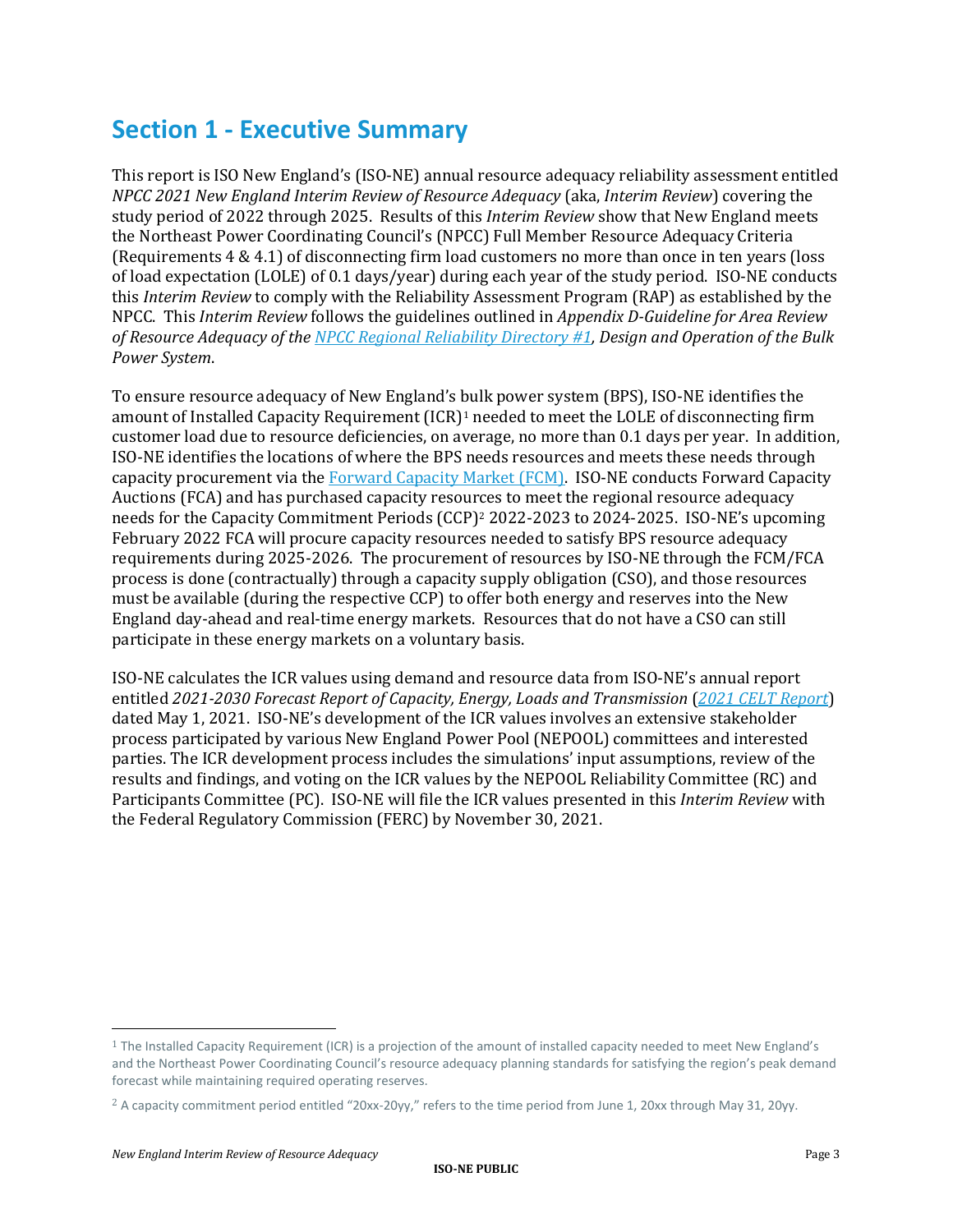# Section 1 - Executive Summary

This report is ISO New England's (ISO-NE) annual resource adequacy reliability assessment entitled *NPCC 2021 New England Interim Review of Resource Adequacy* (aka, *Interim Review*) covering the study period of 2022 through 2025. Results of this *Interim Review* show that New England meets the Northeast Power Coordinating Council's (NPCC) Full Member Resource Adequacy Criteria (Requirements 4 & 4.1) of disconnecting firm load customers no more than once in ten years (loss of load expectation (LOLE) of 0.1 days/year) during each year of the study period. ISO-NE conducts this *Interim Review* to comply with the Reliability Assessment Program (RAP) as established by the NPCC. This *Interim Review* follows the guidelines outlined in *Appendix D-Guideline for Area Review of Resource Adequacy of the NPCC Regional Reliability Directory #1, Design and Operation of the Bulk Power System*.

To ensure resource adequacy of New England's bulk power system (BPS), ISO-NE identifies the amount of Installed Capacity Requirement (ICR)[1] needed to meet the LOLE of disconnecting firm customer load due to resource deficiencies, on average, no more than 0.1 days per year. In addition, ISO-NE identifies the locations of where the BPS needs resources and meets these needs through capacity procurement via the Forward Capacity Market (FCM). ISO-NE conducts Forward Capacity Auctions (FCA) and has purchased capacity resources to meet the regional resource adequacy needs for the Capacity Commitment Periods (CCP)[2] 2022-2023 to 2024-2025. ISO-NE's upcoming February 2022 FCA will procure capacity resources needed to satisfy BPS resource adequacy requirements during 2025-2026. The procurement of resources by ISO-NE through the FCM/FCA process is done (contractually) through a capacity supply obligation (CSO), and those resources must be available (during the respective CCP) to offer both energy and reserves into the New England day-ahead and real-time energy markets. Resources that do not have a CSO can still participate in these energy markets on a voluntary basis.

ISO-NE calculates the ICR values using demand and resource data from ISO-NE's annual report entitled *2021-2030 Forecast Report of Capacity, Energy, Loads and Transmission* (*2021 CELT Report*) dated May 1, 2021. ISO-NE's development of the ICR values involves an extensive stakeholder process participated by various New England Power Pool (NEPOOL) committees and interested parties. The ICR development process includes the simulations' input assumptions, review of the results and findings, and voting on the ICR values by the NEPOOL Reliability Committee (RC) and Participants Committee (PC). ISO-NE will file the ICR values presented in this *Interim Review* with the Federal Regulatory Commission (FERC) by November 30, 2021.

---

[1] The Installed Capacity Requirement (ICR) is a projection of the amount of installed capacity needed to meet New England's and the Northeast Power Coordinating Council's resource adequacy planning standards for satisfying the region's peak demand forecast while maintaining required operating reserves.

[2] A capacity commitment period entitled "20xx-20yy," refers to the time period from June 1, 20xx through May 31, 20yy.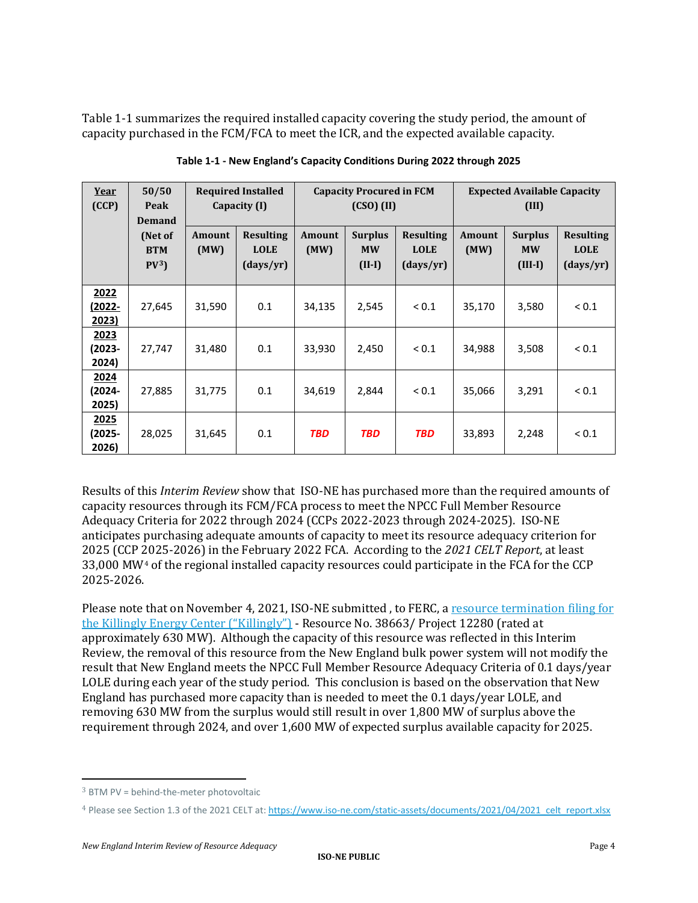Table 1-1 summarizes the required installed capacity covering the study period, the amount of capacity purchased in the FCM/FCA to meet the ICR, and the expected available capacity.

**Table 1-1 - New England's Capacity Conditions During 2022 through 2025**

| Year (CCP) | 50/50 Peak Demand (Net of BTM PV[3]) | Required Installed Capacity (I) | | Capacity Procured in FCM (CSO) (II) | | | Expected Available Capacity (III) | | |
|---|---|---|---|---|---|---|---|---|---|
| | | Amount (MW) | Resulting LOLE (days/yr) | Amount (MW) | Surplus MW (II-I) | Resulting LOLE (days/yr) | Amount (MW) | Surplus MW (III-I) | Resulting LOLE (days/yr) |
| **2022 (2022-2023)** | 27,645 | 31,590 | 0.1 | 34,135 | 2,545 | < 0.1 | 35,170 | 3,580 | < 0.1 |
| **2023 (2023-2024)** | 27,747 | 31,480 | 0.1 | 33,930 | 2,450 | < 0.1 | 34,988 | 3,508 | < 0.1 |
| **2024 (2024-2025)** | 27,885 | 31,775 | 0.1 | 34,619 | 2,844 | < 0.1 | 35,066 | 3,291 | < 0.1 |
| **2025 (2025-2026)** | 28,025 | 31,645 | 0.1 | ***TBD*** | ***TBD*** | ***TBD*** | 33,893 | 2,248 | < 0.1 |

Results of this *Interim Review* show that ISO-NE has purchased more than the required amounts of capacity resources through its FCM/FCA process to meet the NPCC Full Member Resource Adequacy Criteria for 2022 through 2024 (CCPs 2022-2023 through 2024-2025). ISO-NE anticipates purchasing adequate amounts of capacity to meet its resource adequacy criterion for 2025 (CCP 2025-2026) in the February 2022 FCA. According to the *2021 CELT Report*, at least 33,000 MW[4] of the regional installed capacity resources could participate in the FCA for the CCP 2025-2026.

Please note that on November 4, 2021, ISO-NE submitted , to FERC, a resource termination filing for the Killingly Energy Center ("Killingly") - Resource No. 38663/ Project 12280 (rated at approximately 630 MW). Although the capacity of this resource was reflected in this Interim Review, the removal of this resource from the New England bulk power system will not modify the result that New England meets the NPCC Full Member Resource Adequacy Criteria of 0.1 days/year LOLE during each year of the study period. This conclusion is based on the observation that New England has purchased more capacity than is needed to meet the 0.1 days/year LOLE, and removing 630 MW from the surplus would still result in over 1,800 MW of surplus above the requirement through 2024, and over 1,600 MW of expected surplus available capacity for 2025.

---

[3] BTM PV = behind-the-meter photovoltaic

[4] Please see Section 1.3 of the 2021 CELT at: https://www.iso-ne.com/static-assets/documents/2021/04/2021_celt_report.xlsx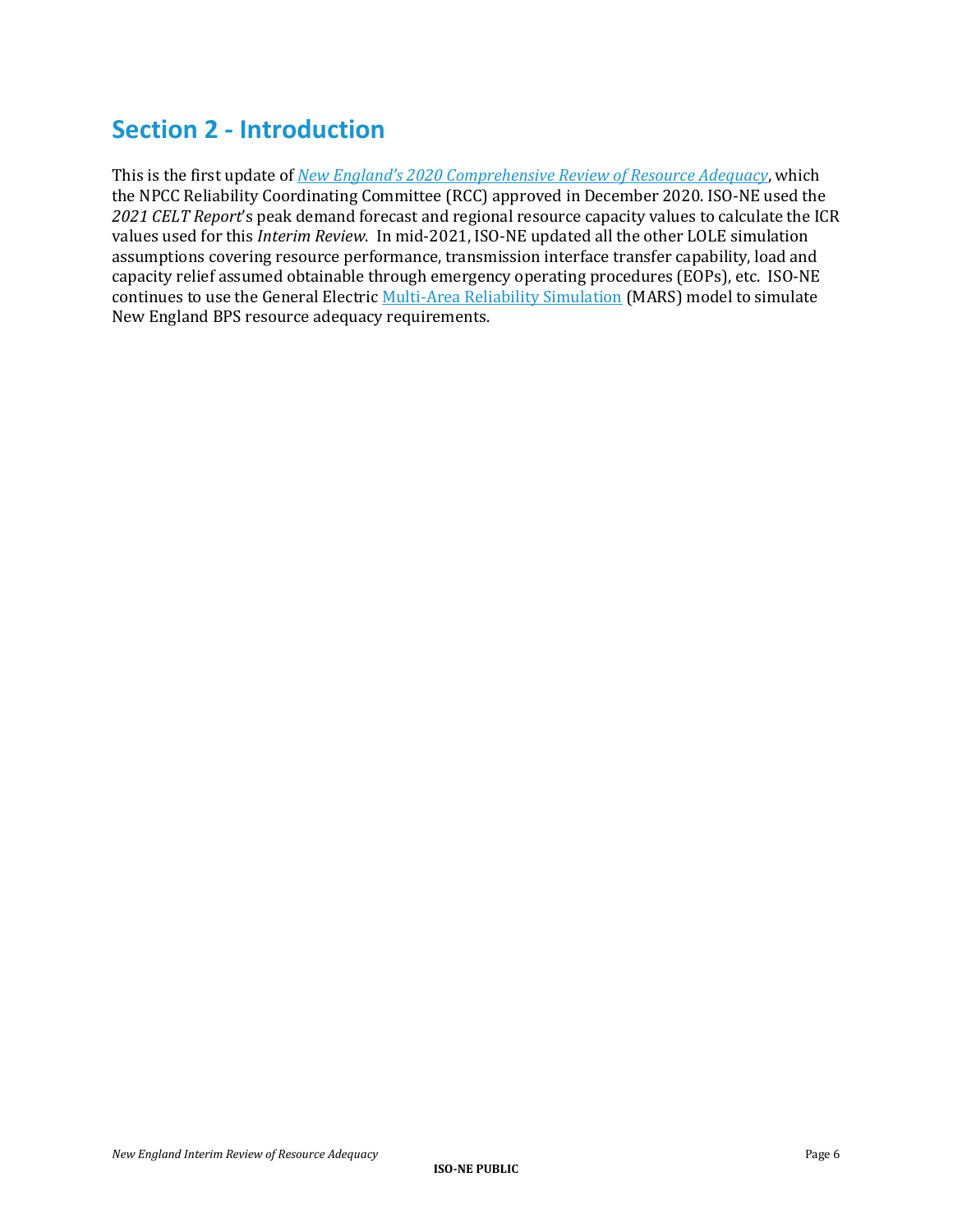## Section 2 - Introduction

This is the first update of *New England's 2020 Comprehensive Review of Resource Adequacy*, which the NPCC Reliability Coordinating Committee (RCC) approved in December 2020. ISO-NE used the *2021 CELT Report*'s peak demand forecast and regional resource capacity values to calculate the ICR values used for this *Interim Review*. In mid-2021, ISO-NE updated all the other LOLE simulation assumptions covering resource performance, transmission interface transfer capability, load and capacity relief assumed obtainable through emergency operating procedures (EOPs), etc. ISO-NE continues to use the General Electric Multi-Area Reliability Simulation (MARS) model to simulate New England BPS resource adequacy requirements.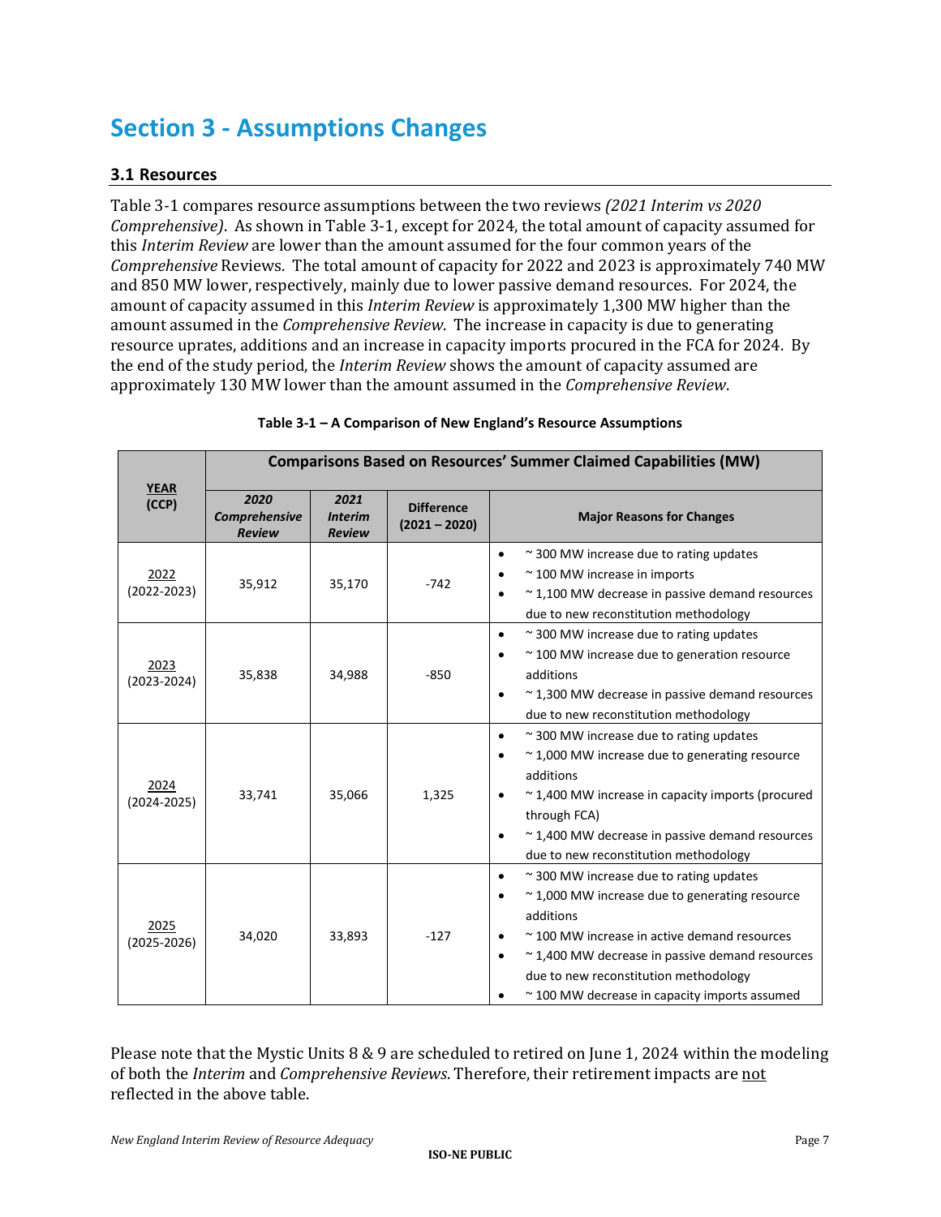# Section 3 - Assumptions Changes

## 3.1 Resources

Table 3-1 compares resource assumptions between the two reviews *(2021 Interim vs 2020 Comprehensive)*. As shown in Table 3-1, except for 2024, the total amount of capacity assumed for this *Interim Review* are lower than the amount assumed for the four common years of the *Comprehensive* Reviews. The total amount of capacity for 2022 and 2023 is approximately 740 MW and 850 MW lower, respectively, mainly due to lower passive demand resources. For 2024, the amount of capacity assumed in this *Interim Review* is approximately 1,300 MW higher than the amount assumed in the *Comprehensive Review*. The increase in capacity is due to generating resource uprates, additions and an increase in capacity imports procured in the FCA for 2024. By the end of the study period, the *Interim Review* shows the amount of capacity assumed are approximately 130 MW lower than the amount assumed in the *Comprehensive Review*.

**Table 3-1 – A Comparison of New England's Resource Assumptions**

| YEAR (CCP) | Comparisons Based on Resources' Summer Claimed Capabilities (MW) | | | |
|---|---|---|---|---|
| | ***2020 Comprehensive Review*** | ***2021 Interim Review*** | **Difference (2021 – 2020)** | **Major Reasons for Changes** |
| 2022 (2022-2023) | 35,912 | 35,170 | -742 | • ~ 300 MW increase due to rating updates<br>• ~ 100 MW increase in imports<br>• ~ 1,100 MW decrease in passive demand resources due to new reconstitution methodology |
| 2023 (2023-2024) | 35,838 | 34,988 | -850 | • ~ 300 MW increase due to rating updates<br>• ~ 100 MW increase due to generation resource additions<br>• ~ 1,300 MW decrease in passive demand resources due to new reconstitution methodology |
| 2024 (2024-2025) | 33,741 | 35,066 | 1,325 | • ~ 300 MW increase due to rating updates<br>• ~ 1,000 MW increase due to generating resource additions<br>• ~ 1,400 MW increase in capacity imports (procured through FCA)<br>• ~ 1,400 MW decrease in passive demand resources due to new reconstitution methodology |
| 2025 (2025-2026) | 34,020 | 33,893 | -127 | • ~ 300 MW increase due to rating updates<br>• ~ 1,000 MW increase due to generating resource additions<br>• ~ 100 MW increase in active demand resources<br>• ~ 1,400 MW decrease in passive demand resources due to new reconstitution methodology<br>• ~ 100 MW decrease in capacity imports assumed |

Please note that the Mystic Units 8 & 9 are scheduled to retired on June 1, 2024 within the modeling of both the *Interim* and *Comprehensive Reviews*. Therefore, their retirement impacts are not reflected in the above table.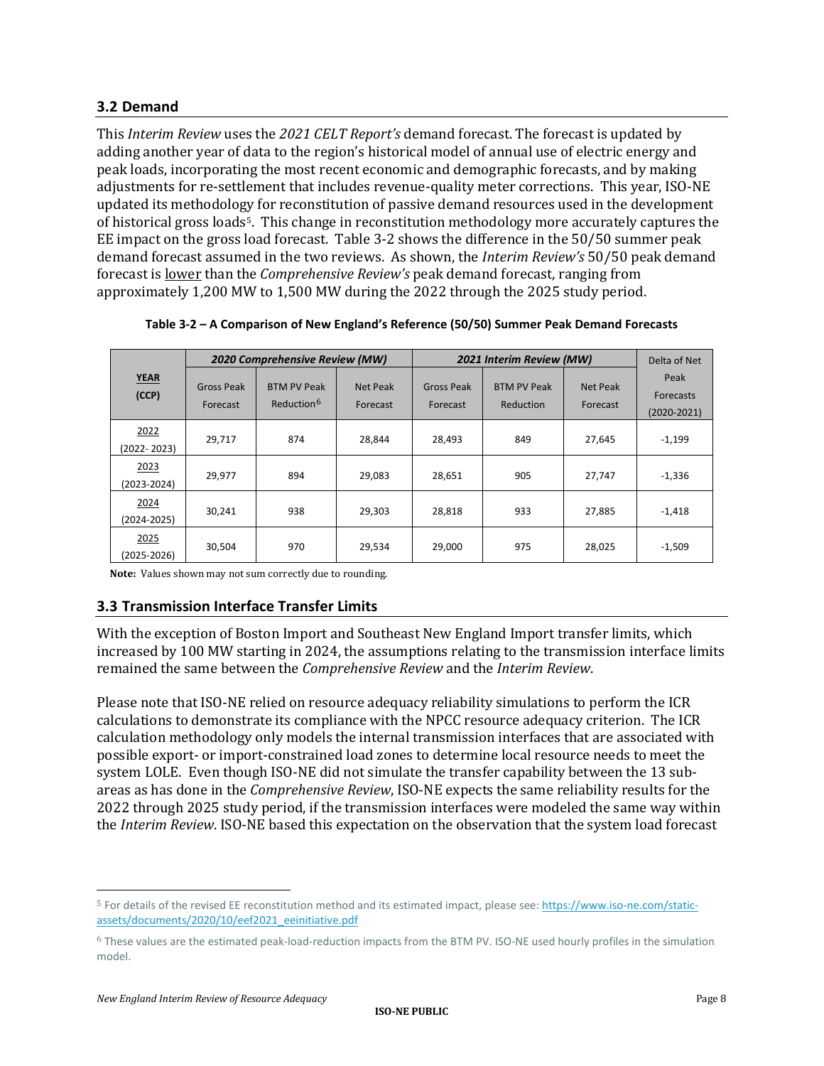## 3.2 Demand

This *Interim Review* uses the *2021 CELT Report's* demand forecast. The forecast is updated by adding another year of data to the region's historical model of annual use of electric energy and peak loads, incorporating the most recent economic and demographic forecasts, and by making adjustments for re-settlement that includes revenue-quality meter corrections. This year, ISO-NE updated its methodology for reconstitution of passive demand resources used in the development of historical gross loads[5]. This change in reconstitution methodology more accurately captures the EE impact on the gross load forecast. Table 3-2 shows the difference in the 50/50 summer peak demand forecast assumed in the two reviews. As shown, the *Interim Review's* 50/50 peak demand forecast is lower than the *Comprehensive Review's* peak demand forecast, ranging from approximately 1,200 MW to 1,500 MW during the 2022 through the 2025 study period.

**Table 3-2 – A Comparison of New England's Reference (50/50) Summer Peak Demand Forecasts**

| YEAR (CCP) | *2020 Comprehensive Review (MW)* | | | *2021 Interim Review (MW)* | | | Delta of Net Peak Forecasts (2020-2021) |
|---|---|---|---|---|---|---|---|
| | Gross Peak Forecast | BTM PV Peak Reduction[6] | Net Peak Forecast | Gross Peak Forecast | BTM PV Peak Reduction | Net Peak Forecast | |
| 2022 (2022- 2023) | 29,717 | 874 | 28,844 | 28,493 | 849 | 27,645 | -1,199 |
| 2023 (2023-2024) | 29,977 | 894 | 29,083 | 28,651 | 905 | 27,747 | -1,336 |
| 2024 (2024-2025) | 30,241 | 938 | 29,303 | 28,818 | 933 | 27,885 | -1,418 |
| 2025 (2025-2026) | 30,504 | 970 | 29,534 | 29,000 | 975 | 28,025 | -1,509 |

**Note:** Values shown may not sum correctly due to rounding.

## 3.3 Transmission Interface Transfer Limits

With the exception of Boston Import and Southeast New England Import transfer limits, which increased by 100 MW starting in 2024, the assumptions relating to the transmission interface limits remained the same between the *Comprehensive Review* and the *Interim Review*.

Please note that ISO-NE relied on resource adequacy reliability simulations to perform the ICR calculations to demonstrate its compliance with the NPCC resource adequacy criterion. The ICR calculation methodology only models the internal transmission interfaces that are associated with possible export- or import-constrained load zones to determine local resource needs to meet the system LOLE. Even though ISO-NE did not simulate the transfer capability between the 13 sub-areas as has done in the *Comprehensive Review*, ISO-NE expects the same reliability results for the 2022 through 2025 study period, if the transmission interfaces were modeled the same way within the *Interim Review*. ISO-NE based this expectation on the observation that the system load forecast

[5] For details of the revised EE reconstitution method and its estimated impact, please see: https://www.iso-ne.com/static-assets/documents/2020/10/eef2021_eeinitiative.pdf

[6] These values are the estimated peak-load-reduction impacts from the BTM PV. ISO-NE used hourly profiles in the simulation model.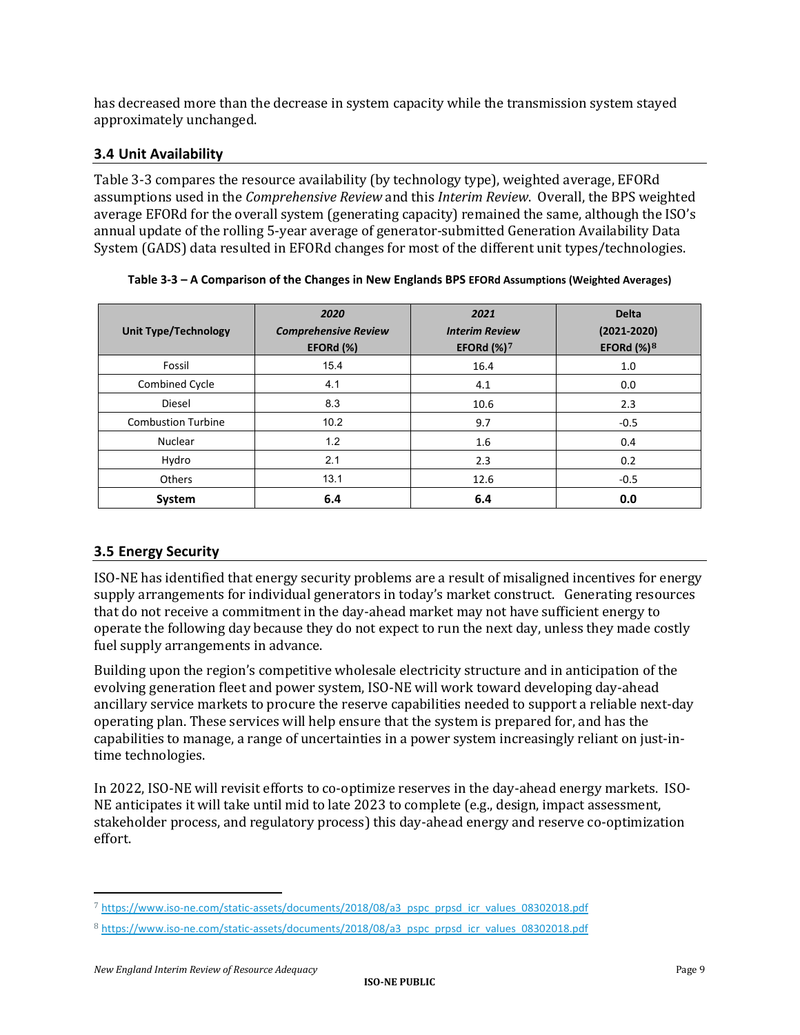has decreased more than the decrease in system capacity while the transmission system stayed approximately unchanged.

### 3.4 Unit Availability

Table 3-3 compares the resource availability (by technology type), weighted average, EFORd assumptions used in the *Comprehensive Review* and this *Interim Review*. Overall, the BPS weighted average EFORd for the overall system (generating capacity) remained the same, although the ISO's annual update of the rolling 5-year average of generator-submitted Generation Availability Data System (GADS) data resulted in EFORd changes for most of the different unit types/technologies.

**Table 3-3 – A Comparison of the Changes in New Englands BPS EFORd Assumptions (Weighted Averages)**

| Unit Type/Technology | *2020 Comprehensive Review* EFORd (%) | *2021 Interim Review* EFORd (%)[7] | Delta (2021-2020) EFORd (%)[8] |
|---|---|---|---|
| Fossil | 15.4 | 16.4 | 1.0 |
| Combined Cycle | 4.1 | 4.1 | 0.0 |
| Diesel | 8.3 | 10.6 | 2.3 |
| Combustion Turbine | 10.2 | 9.7 | -0.5 |
| Nuclear | 1.2 | 1.6 | 0.4 |
| Hydro | 2.1 | 2.3 | 0.2 |
| Others | 13.1 | 12.6 | -0.5 |
| **System** | **6.4** | **6.4** | **0.0** |

### 3.5 Energy Security

ISO-NE has identified that energy security problems are a result of misaligned incentives for energy supply arrangements for individual generators in today's market construct. Generating resources that do not receive a commitment in the day-ahead market may not have sufficient energy to operate the following day because they do not expect to run the next day, unless they made costly fuel supply arrangements in advance.

Building upon the region's competitive wholesale electricity structure and in anticipation of the evolving generation fleet and power system, ISO-NE will work toward developing day-ahead ancillary service markets to procure the reserve capabilities needed to support a reliable next-day operating plan. These services will help ensure that the system is prepared for, and has the capabilities to manage, a range of uncertainties in a power system increasingly reliant on just-in-time technologies.

In 2022, ISO-NE will revisit efforts to co-optimize reserves in the day-ahead energy markets. ISO-NE anticipates it will take until mid to late 2023 to complete (e.g., design, impact assessment, stakeholder process, and regulatory process) this day-ahead energy and reserve co-optimization effort.

---

[7] https://www.iso-ne.com/static-assets/documents/2018/08/a3_pspc_prpsd_icr_values_08302018.pdf

[8] https://www.iso-ne.com/static-assets/documents/2018/08/a3_pspc_prpsd_icr_values_08302018.pdf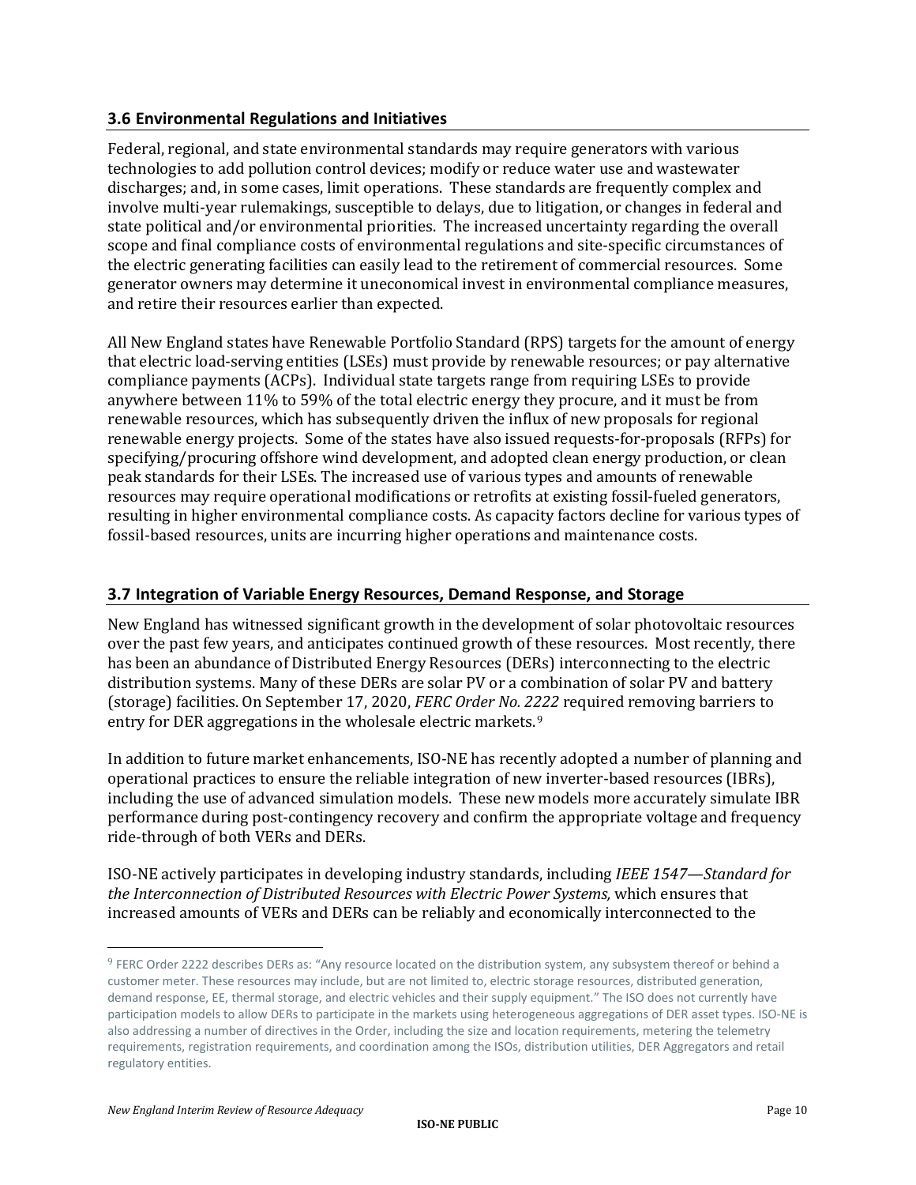### 3.6 Environmental Regulations and Initiatives

Federal, regional, and state environmental standards may require generators with various technologies to add pollution control devices; modify or reduce water use and wastewater discharges; and, in some cases, limit operations. These standards are frequently complex and involve multi-year rulemakings, susceptible to delays, due to litigation, or changes in federal and state political and/or environmental priorities. The increased uncertainty regarding the overall scope and final compliance costs of environmental regulations and site-specific circumstances of the electric generating facilities can easily lead to the retirement of commercial resources. Some generator owners may determine it uneconomical invest in environmental compliance measures, and retire their resources earlier than expected.

All New England states have Renewable Portfolio Standard (RPS) targets for the amount of energy that electric load-serving entities (LSEs) must provide by renewable resources; or pay alternative compliance payments (ACPs). Individual state targets range from requiring LSEs to provide anywhere between 11% to 59% of the total electric energy they procure, and it must be from renewable resources, which has subsequently driven the influx of new proposals for regional renewable energy projects. Some of the states have also issued requests-for-proposals (RFPs) for specifying/procuring offshore wind development, and adopted clean energy production, or clean peak standards for their LSEs. The increased use of various types and amounts of renewable resources may require operational modifications or retrofits at existing fossil-fueled generators, resulting in higher environmental compliance costs. As capacity factors decline for various types of fossil-based resources, units are incurring higher operations and maintenance costs.

### 3.7 Integration of Variable Energy Resources, Demand Response, and Storage

New England has witnessed significant growth in the development of solar photovoltaic resources over the past few years, and anticipates continued growth of these resources. Most recently, there has been an abundance of Distributed Energy Resources (DERs) interconnecting to the electric distribution systems. Many of these DERs are solar PV or a combination of solar PV and battery (storage) facilities. On September 17, 2020, *FERC Order No. 2222* required removing barriers to entry for DER aggregations in the wholesale electric markets.[9]

In addition to future market enhancements, ISO-NE has recently adopted a number of planning and operational practices to ensure the reliable integration of new inverter-based resources (IBRs), including the use of advanced simulation models. These new models more accurately simulate IBR performance during post-contingency recovery and confirm the appropriate voltage and frequency ride-through of both VERs and DERs.

ISO-NE actively participates in developing industry standards, including *IEEE 1547—Standard for the Interconnection of Distributed Resources with Electric Power Systems,* which ensures that increased amounts of VERs and DERs can be reliably and economically interconnected to the

---

[9] FERC Order 2222 describes DERs as: "Any resource located on the distribution system, any subsystem thereof or behind a customer meter. These resources may include, but are not limited to, electric storage resources, distributed generation, demand response, EE, thermal storage, and electric vehicles and their supply equipment." The ISO does not currently have participation models to allow DERs to participate in the markets using heterogeneous aggregations of DER asset types. ISO-NE is also addressing a number of directives in the Order, including the size and location requirements, metering the telemetry requirements, registration requirements, and coordination among the ISOs, distribution utilities, DER Aggregators and retail regulatory entities.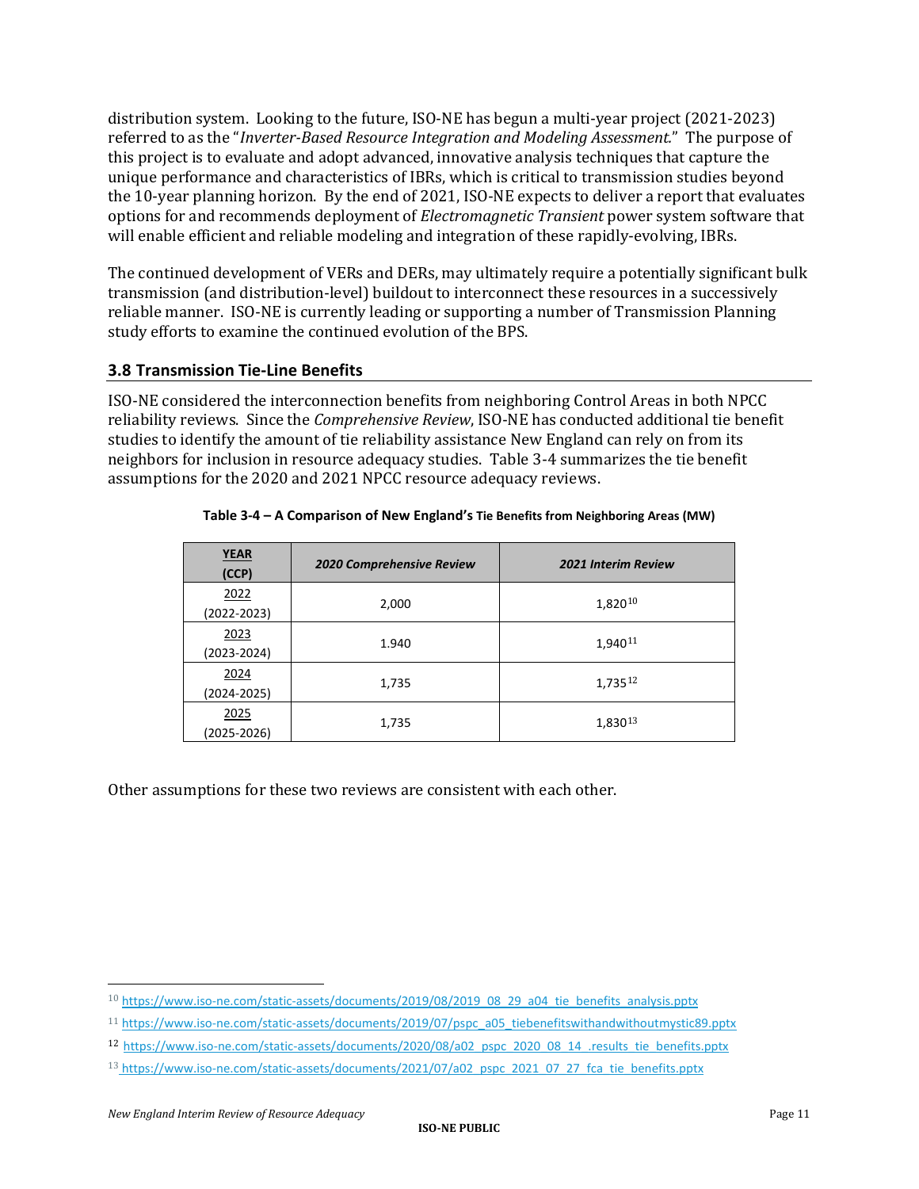distribution system. Looking to the future, ISO-NE has begun a multi-year project (2021-2023) referred to as the "*Inverter-Based Resource Integration and Modeling Assessment*." The purpose of this project is to evaluate and adopt advanced, innovative analysis techniques that capture the unique performance and characteristics of IBRs, which is critical to transmission studies beyond the 10-year planning horizon. By the end of 2021, ISO-NE expects to deliver a report that evaluates options for and recommends deployment of *Electromagnetic Transient* power system software that will enable efficient and reliable modeling and integration of these rapidly-evolving, IBRs.

The continued development of VERs and DERs, may ultimately require a potentially significant bulk transmission (and distribution-level) buildout to interconnect these resources in a successively reliable manner. ISO-NE is currently leading or supporting a number of Transmission Planning study efforts to examine the continued evolution of the BPS.

## 3.8 Transmission Tie-Line Benefits

ISO-NE considered the interconnection benefits from neighboring Control Areas in both NPCC reliability reviews. Since the *Comprehensive Review*, ISO-NE has conducted additional tie benefit studies to identify the amount of tie reliability assistance New England can rely on from its neighbors for inclusion in resource adequacy studies. Table 3-4 summarizes the tie benefit assumptions for the 2020 and 2021 NPCC resource adequacy reviews.

**Table 3-4 – A Comparison of New England's Tie Benefits from Neighboring Areas (MW)**

| YEAR (CCP) | *2020 Comprehensive Review* | *2021 Interim Review* |
|---|---|---|
| 2022 (2022-2023) | 2,000 | 1,820[10] |
| 2023 (2023-2024) | 1.940 | 1,940[11] |
| 2024 (2024-2025) | 1,735 | 1,735[12] |
| 2025 (2025-2026) | 1,735 | 1,830[13] |

Other assumptions for these two reviews are consistent with each other.

---

[10] https://www.iso-ne.com/static-assets/documents/2019/08/2019_08_29_a04_tie_benefits_analysis.pptx

[11] https://www.iso-ne.com/static-assets/documents/2019/07/pspc_a05_tiebenefitswithandwithoutmystic89.pptx

[12] https://www.iso-ne.com/static-assets/documents/2020/08/a02_pspc_2020_08_14_.results_tie_benefits.pptx

[13] https://www.iso-ne.com/static-assets/documents/2021/07/a02_pspc_2021_07_27_fca_tie_benefits.pptx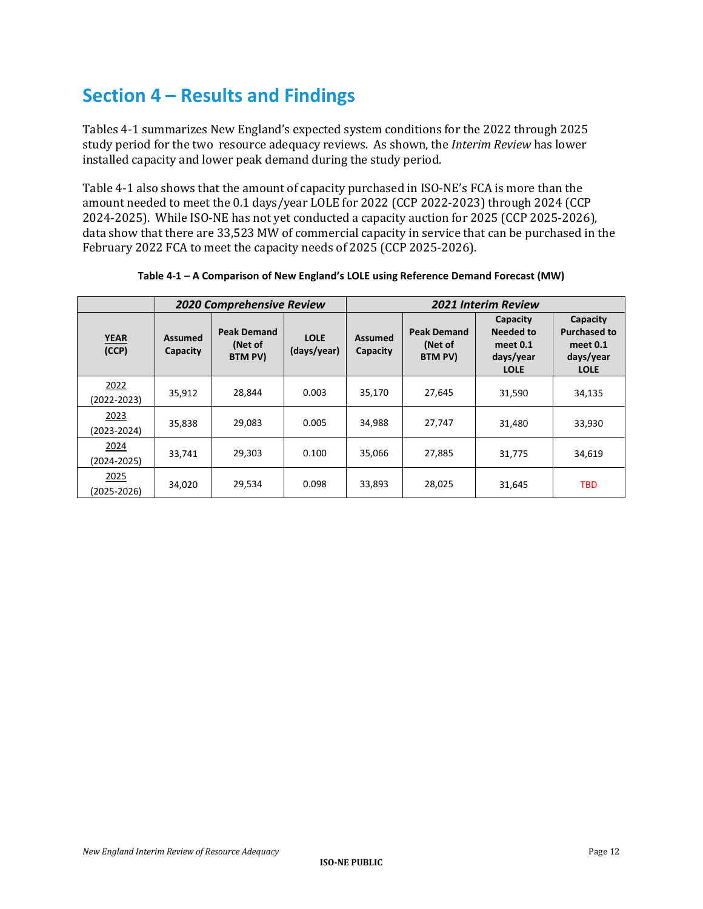# Section 4 – Results and Findings

Tables 4-1 summarizes New England's expected system conditions for the 2022 through 2025 study period for the two resource adequacy reviews. As shown, the *Interim Review* has lower installed capacity and lower peak demand during the study period.

Table 4-1 also shows that the amount of capacity purchased in ISO-NE's FCA is more than the amount needed to meet the 0.1 days/year LOLE for 2022 (CCP 2022-2023) through 2024 (CCP 2024-2025). While ISO-NE has not yet conducted a capacity auction for 2025 (CCP 2025-2026), data show that there are 33,523 MW of commercial capacity in service that can be purchased in the February 2022 FCA to meet the capacity needs of 2025 (CCP 2025-2026).

**Table 4-1 – A Comparison of New England's LOLE using Reference Demand Forecast (MW)**

| | *2020 Comprehensive Review* | | | *2021 Interim Review* | | | |
|---|---|---|---|---|---|---|---|
| **YEAR (CCP)** | **Assumed Capacity** | **Peak Demand (Net of BTM PV)** | **LOLE (days/year)** | **Assumed Capacity** | **Peak Demand (Net of BTM PV)** | **Capacity Needed to meet 0.1 days/year LOLE** | **Capacity Purchased to meet 0.1 days/year LOLE** |
| 2022 (2022-2023) | 35,912 | 28,844 | 0.003 | 35,170 | 27,645 | 31,590 | 34,135 |
| 2023 (2023-2024) | 35,838 | 29,083 | 0.005 | 34,988 | 27,747 | 31,480 | 33,930 |
| 2024 (2024-2025) | 33,741 | 29,303 | 0.100 | 35,066 | 27,885 | 31,775 | 34,619 |
| 2025 (2025-2026) | 34,020 | 29,534 | 0.098 | 33,893 | 28,025 | 31,645 | TBD |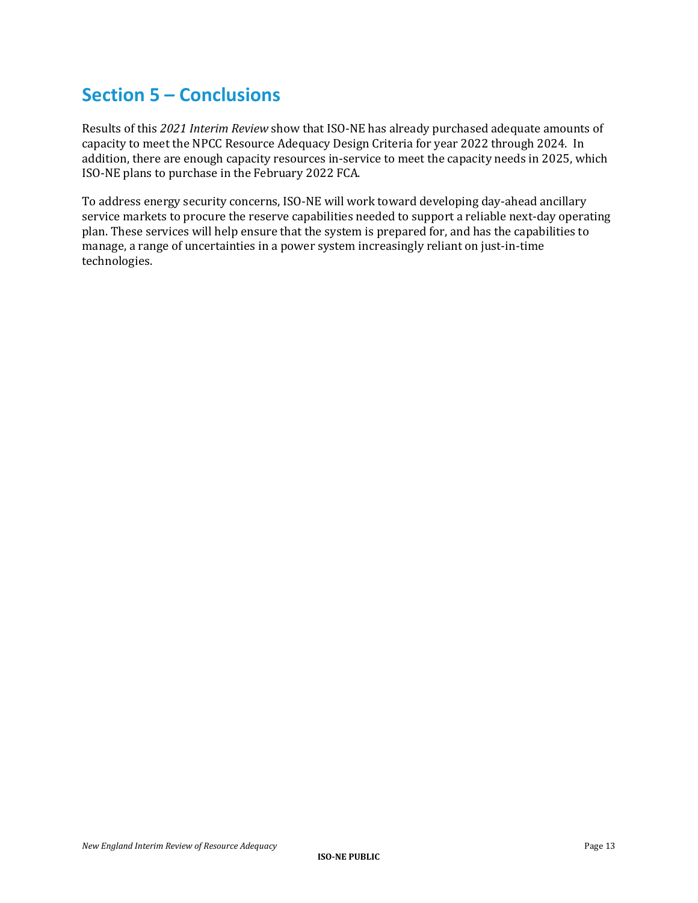## Section 5 – Conclusions

Results of this *2021 Interim Review* show that ISO-NE has already purchased adequate amounts of capacity to meet the NPCC Resource Adequacy Design Criteria for year 2022 through 2024. In addition, there are enough capacity resources in-service to meet the capacity needs in 2025, which ISO-NE plans to purchase in the February 2022 FCA.

To address energy security concerns, ISO-NE will work toward developing day-ahead ancillary service markets to procure the reserve capabilities needed to support a reliable next-day operating plan. These services will help ensure that the system is prepared for, and has the capabilities to manage, a range of uncertainties in a power system increasingly reliant on just-in-time technologies.